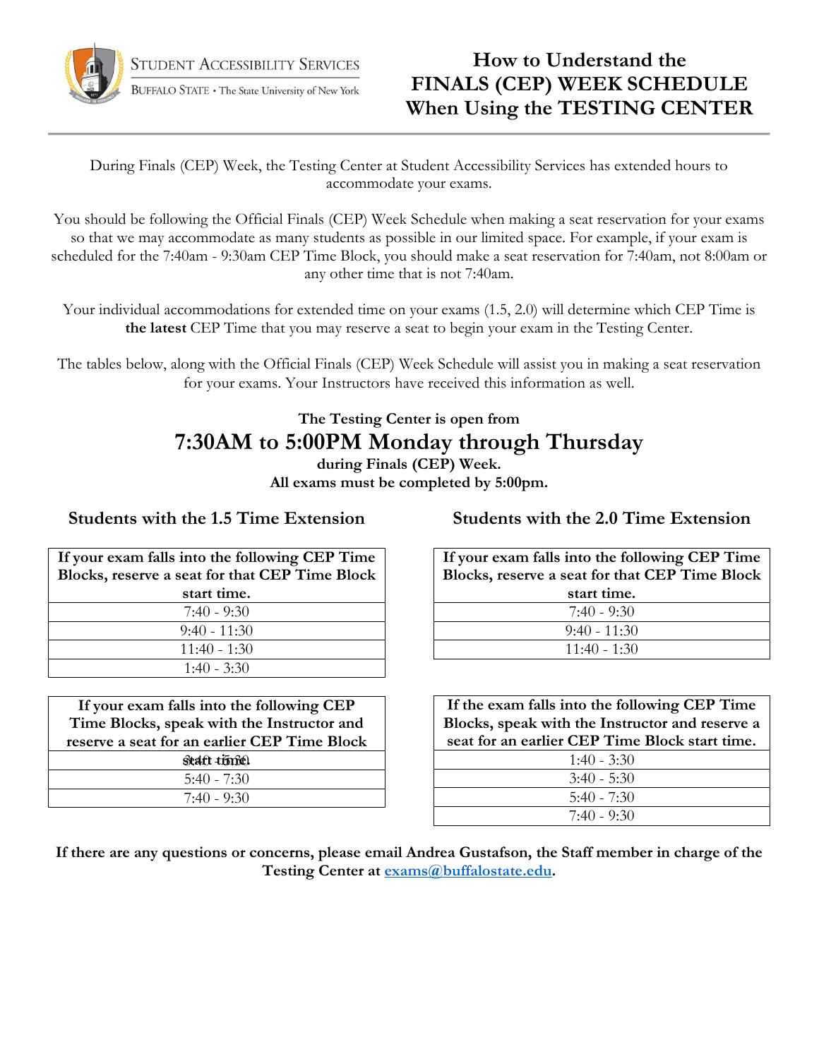STUDENT ACCESSIBILITY SERVICES
BUFFALO STATE • The State University of New York

# How to Understand the FINALS (CEP) WEEK SCHEDULE When Using the TESTING CENTER

During Finals (CEP) Week, the Testing Center at Student Accessibility Services has extended hours to accommodate your exams.

You should be following the Official Finals (CEP) Week Schedule when making a seat reservation for your exams so that we may accommodate as many students as possible in our limited space. For example, if your exam is scheduled for the 7:40am - 9:30am CEP Time Block, you should make a seat reservation for 7:40am, not 8:00am or any other time that is not 7:40am.

Your individual accommodations for extended time on your exams (1.5, 2.0) will determine which CEP Time is **the latest** CEP Time that you may reserve a seat to begin your exam in the Testing Center.

The tables below, along with the Official Finals (CEP) Week Schedule will assist you in making a seat reservation for your exams. Your Instructors have received this information as well.

**The Testing Center is open from**

## 7:30AM to 5:00PM Monday through Thursday

**during Finals (CEP) Week.**
**All exams must be completed by 5:00pm.**

### Students with the 1.5 Time Extension

| If your exam falls into the following CEP Time Blocks, reserve a seat for that CEP Time Block start time. |
|---|
| 7:40 - 9:30 |
| 9:40 - 11:30 |
| 11:40 - 1:30 |
| 1:40 - 3:30 |

| If your exam falls into the following CEP Time Blocks, speak with the Instructor and reserve a seat for an earlier CEP Time Block start time. |
|---|
| 3:40 - 5:30 |
| 5:40 - 7:30 |
| 7:40 - 9:30 |

### Students with the 2.0 Time Extension

| If your exam falls into the following CEP Time Blocks, reserve a seat for that CEP Time Block start time. |
|---|
| 7:40 - 9:30 |
| 9:40 - 11:30 |
| 11:40 - 1:30 |

| If the exam falls into the following CEP Time Blocks, speak with the Instructor and reserve a seat for an earlier CEP Time Block start time. |
|---|
| 1:40 - 3:30 |
| 3:40 - 5:30 |
| 5:40 - 7:30 |
| 7:40 - 9:30 |

**If there are any questions or concerns, please email Andrea Gustafson, the Staff member in charge of the Testing Center at exams@buffalostate.edu.**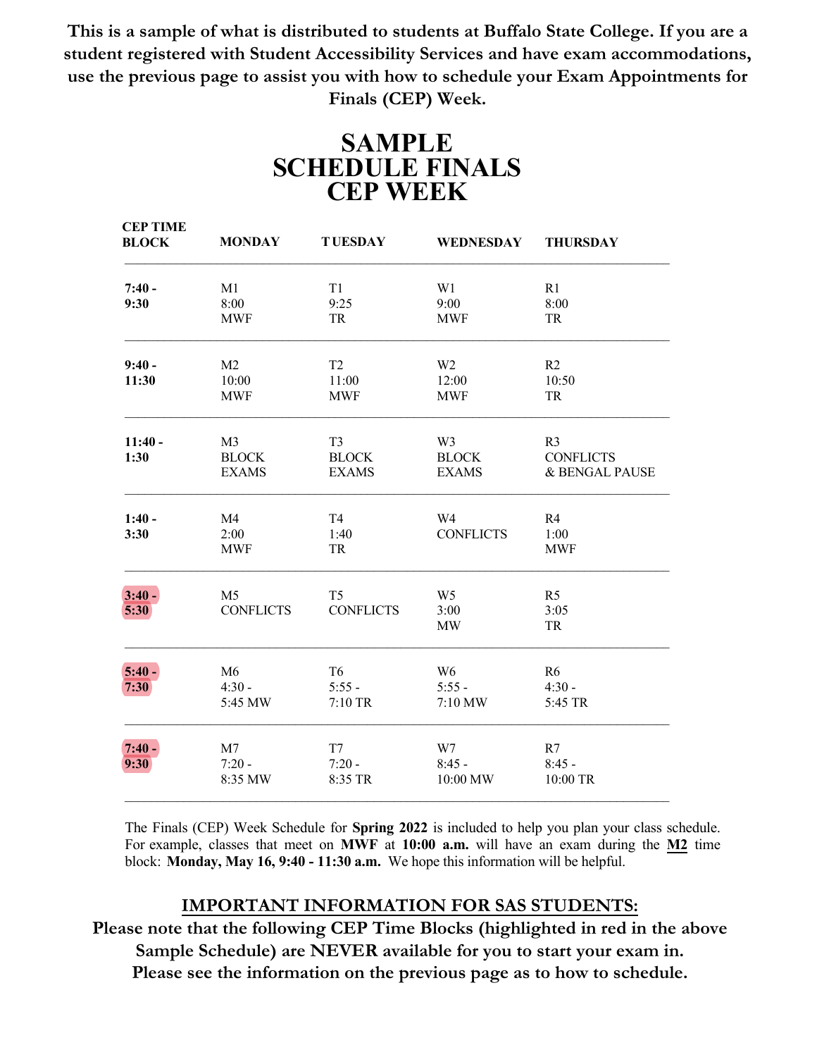**This is a sample of what is distributed to students at Buffalo State College. If you are a student registered with Student Accessibility Services and have exam accommodations, use the previous page to assist you with how to schedule your Exam Appointments for Finals (CEP) Week.**

# SAMPLE SCHEDULE FINALS CEP WEEK

| CEP TIME BLOCK | MONDAY | TUESDAY | WEDNESDAY | THURSDAY |
|---|---|---|---|---|
| **7:40 - 9:30** | M1 8:00 MWF | T1 9:25 TR | W1 9:00 MWF | R1 8:00 TR |
| **9:40 - 11:30** | M2 10:00 MWF | T2 11:00 MWF | W2 12:00 MWF | R2 10:50 TR |
| **11:40 - 1:30** | M3 BLOCK EXAMS | T3 BLOCK EXAMS | W3 BLOCK EXAMS | R3 CONFLICTS & BENGAL PAUSE |
| **1:40 - 3:30** | M4 2:00 MWF | T4 1:40 TR | W4 CONFLICTS | R4 1:00 MWF |
| **3:40 - 5:30** | M5 CONFLICTS | T5 CONFLICTS | W5 3:00 MW | R5 3:05 TR |
| **5:40 - 7:30** | M6 4:30 - 5:45 MW | T6 5:55 - 7:10 TR | W6 5:55 - 7:10 MW | R6 4:30 - 5:45 TR |
| **7:40 - 9:30** | M7 7:20 - 8:35 MW | T7 7:20 - 8:35 TR | W7 8:45 - 10:00 MW | R7 8:45 - 10:00 TR |

The Finals (CEP) Week Schedule for **Spring 2022** is included to help you plan your class schedule. For example, classes that meet on **MWF** at **10:00 a.m.** will have an exam during the **M2** time block: **Monday, May 16, 9:40 - 11:30 a.m.** We hope this information will be helpful.

## IMPORTANT INFORMATION FOR SAS STUDENTS:

**Please note that the following CEP Time Blocks (highlighted in red in the above Sample Schedule) are NEVER available for you to start your exam in. Please see the information on the previous page as to how to schedule.**